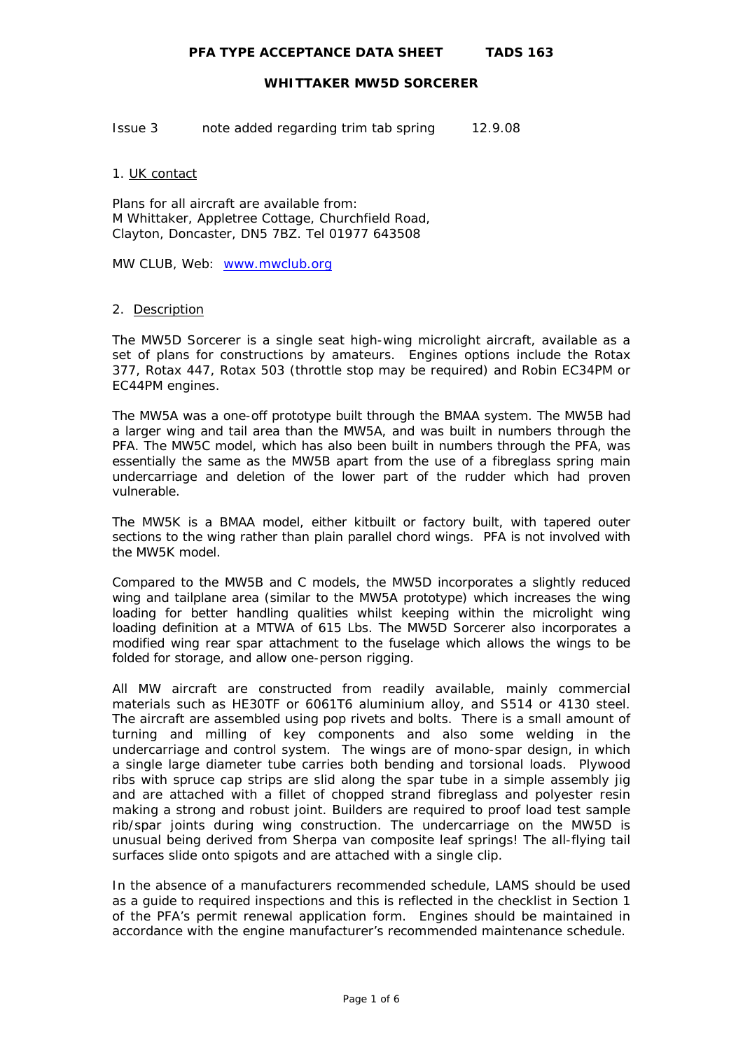# PFA TYPE ACCEPTANCE DATA SHEET TADS 163

## WHITTAKER MW5D SORCERER

Issue 3 note added regarding trim tab spring 12.9.08

### 1. UK contact

Plans for all aircraft are available from:
M Whittaker, Appletree Cottage, Churchfield Road,
Clayton, Doncaster, DN5 7BZ. Tel 01977 643508

MW CLUB, Web: [www.mwclub.org](http://www.mwclub.org)

### 2. Description

The MW5D Sorcerer is a single seat high-wing microlight aircraft, available as a set of plans for constructions by amateurs. Engines options include the Rotax 377, Rotax 447, Rotax 503 (throttle stop may be required) and Robin EC34PM or EC44PM engines.

The MW5A was a one-off prototype built through the BMAA system. The MW5B had a larger wing and tail area than the MW5A, and was built in numbers through the PFA. The MW5C model, which has also been built in numbers through the PFA, was essentially the same as the MW5B apart from the use of a fibreglass spring main undercarriage and deletion of the lower part of the rudder which had proven vulnerable.

The MW5K is a BMAA model, either kitbuilt or factory built, with tapered outer sections to the wing rather than plain parallel chord wings. PFA is not involved with the MW5K model.

Compared to the MW5B and C models, the MW5D incorporates a slightly reduced wing and tailplane area (similar to the MW5A prototype) which increases the wing loading for better handling qualities whilst keeping within the microlight wing loading definition at a MTWA of 615 Lbs. The MW5D Sorcerer also incorporates a modified wing rear spar attachment to the fuselage which allows the wings to be folded for storage, and allow one-person rigging.

All MW aircraft are constructed from readily available, mainly commercial materials such as HE30TF or 6061T6 aluminium alloy, and S514 or 4130 steel. The aircraft are assembled using pop rivets and bolts. There is a small amount of turning and milling of key components and also some welding in the undercarriage and control system. The wings are of mono-spar design, in which a single large diameter tube carries both bending and torsional loads. Plywood ribs with spruce cap strips are slid along the spar tube in a simple assembly jig and are attached with a fillet of chopped strand fibreglass and polyester resin making a strong and robust joint. Builders are required to proof load test sample rib/spar joints during wing construction. The undercarriage on the MW5D is unusual being derived from Sherpa van composite leaf springs! The all-flying tail surfaces slide onto spigots and are attached with a single clip.

In the absence of a manufacturers recommended schedule, LAMS should be used as a guide to required inspections and this is reflected in the checklist in Section 1 of the PFA's permit renewal application form. Engines should be maintained in accordance with the engine manufacturer's recommended maintenance schedule.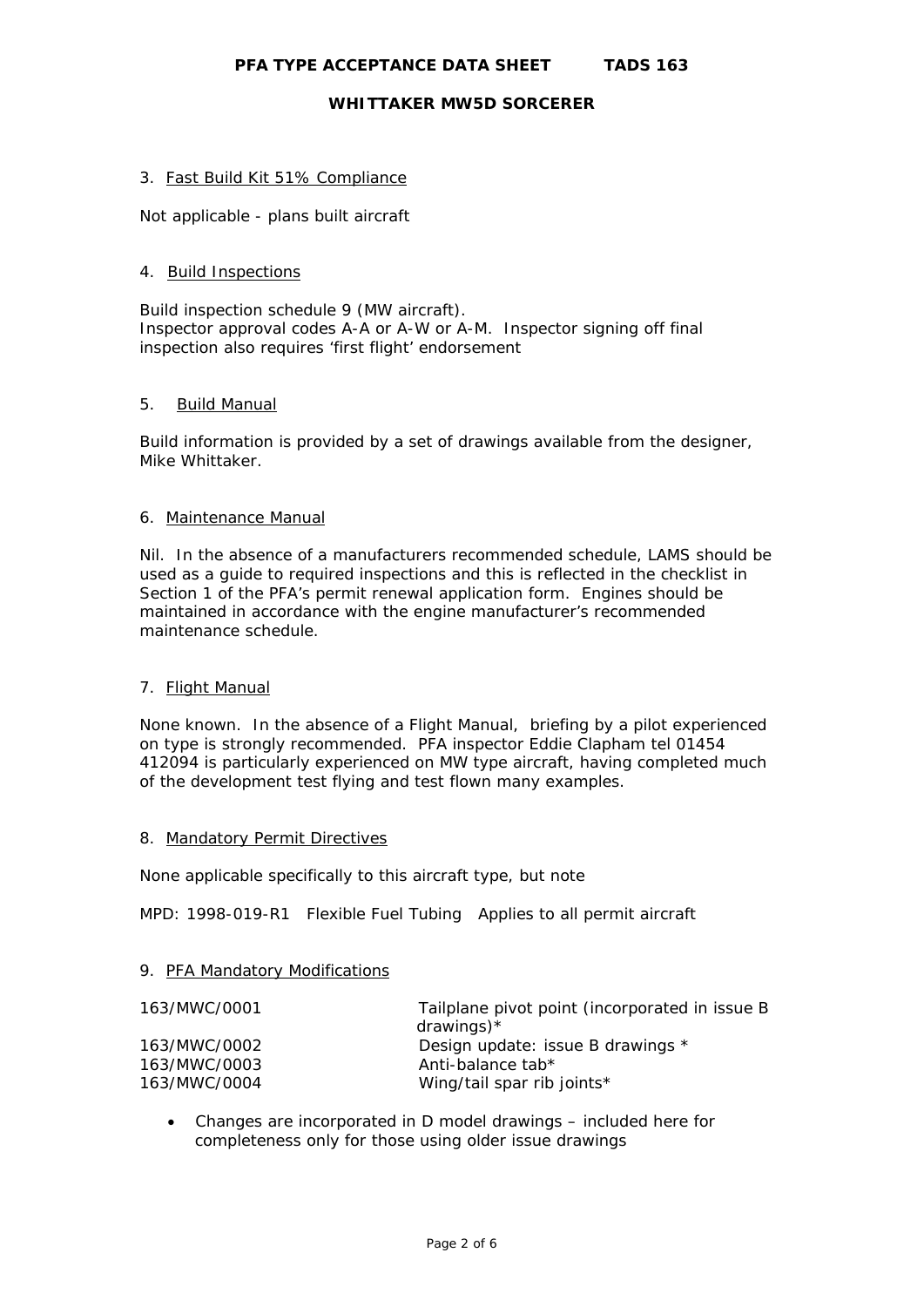3. Fast Build Kit 51% Compliance

Not applicable - plans built aircraft

4. Build Inspections

Build inspection schedule 9 (MW aircraft).
Inspector approval codes A-A or A-W or A-M. Inspector signing off final inspection also requires 'first flight' endorsement

5. Build Manual

Build information is provided by a set of drawings available from the designer, Mike Whittaker.

6. Maintenance Manual

Nil. In the absence of a manufacturers recommended schedule, LAMS should be used as a guide to required inspections and this is reflected in the checklist in Section 1 of the PFA's permit renewal application form. Engines should be maintained in accordance with the engine manufacturer's recommended maintenance schedule.

7. Flight Manual

None known. In the absence of a Flight Manual, briefing by a pilot experienced on type is strongly recommended. PFA inspector Eddie Clapham tel 01454 412094 is particularly experienced on MW type aircraft, having completed much of the development test flying and test flown many examples.

8. Mandatory Permit Directives

None applicable specifically to this aircraft type, but note

MPD: 1998-019-R1 Flexible Fuel Tubing Applies to all permit aircraft

9. PFA Mandatory Modifications

| | |
|---|---|
| 163/MWC/0001 | Tailplane pivot point (incorporated in issue B drawings)* |
| 163/MWC/0002 | Design update: issue B drawings * |
| 163/MWC/0003 | Anti-balance tab* |
| 163/MWC/0004 | Wing/tail spar rib joints* |

- Changes are incorporated in D model drawings – included here for completeness only for those using older issue drawings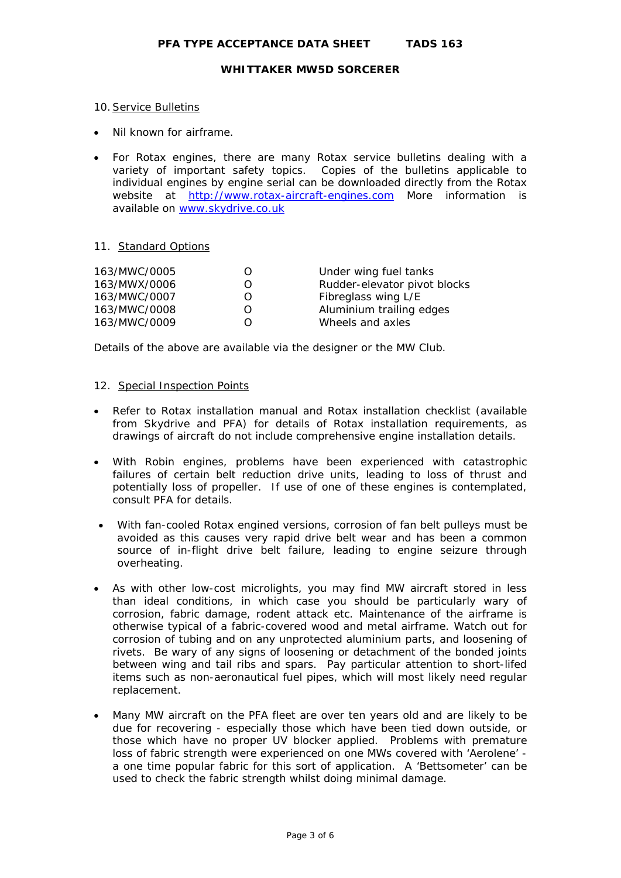## 10. Service Bulletins

- Nil known for airframe.
- For Rotax engines, there are many Rotax service bulletins dealing with a variety of important safety topics. Copies of the bulletins applicable to individual engines by engine serial can be downloaded directly from the Rotax website at http://www.rotax-aircraft-engines.com More information is available on www.skydrive.co.uk

## 11. Standard Options

| | | |
|---|---|---|
| 163/MWC/0005 | O | Under wing fuel tanks |
| 163/MWX/0006 | O | Rudder-elevator pivot blocks |
| 163/MWC/0007 | O | Fibreglass wing L/E |
| 163/MWC/0008 | O | Aluminium trailing edges |
| 163/MWC/0009 | O | Wheels and axles |

Details of the above are available via the designer or the MW Club.

## 12. Special Inspection Points

- Refer to Rotax installation manual and Rotax installation checklist (available from Skydrive and PFA) for details of Rotax installation requirements, as drawings of aircraft do not include comprehensive engine installation details.
- With Robin engines, problems have been experienced with catastrophic failures of certain belt reduction drive units, leading to loss of thrust and potentially loss of propeller. If use of one of these engines is contemplated, consult PFA for details.
- With fan-cooled Rotax engined versions, corrosion of fan belt pulleys must be avoided as this causes very rapid drive belt wear and has been a common source of in-flight drive belt failure, leading to engine seizure through overheating.
- As with other low-cost microlights, you may find MW aircraft stored in less than ideal conditions, in which case you should be particularly wary of corrosion, fabric damage, rodent attack etc. Maintenance of the airframe is otherwise typical of a fabric-covered wood and metal airframe. Watch out for corrosion of tubing and on any unprotected aluminium parts, and loosening of rivets. Be wary of any signs of loosening or detachment of the bonded joints between wing and tail ribs and spars. Pay particular attention to short-lifed items such as non-aeronautical fuel pipes, which will most likely need regular replacement.
- Many MW aircraft on the PFA fleet are over ten years old and are likely to be due for recovering - especially those which have been tied down outside, or those which have no proper UV blocker applied. Problems with premature loss of fabric strength were experienced on one MWs covered with 'Aerolene' - a one time popular fabric for this sort of application. A 'Bettsometer' can be used to check the fabric strength whilst doing minimal damage.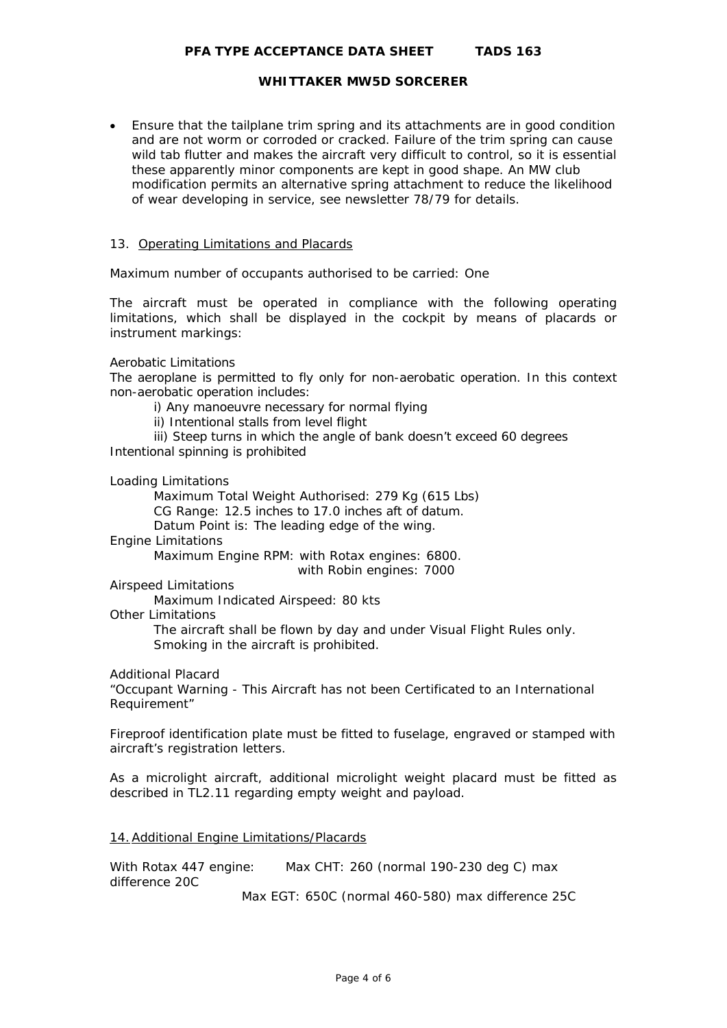- Ensure that the tailplane trim spring and its attachments are in good condition and are not worm or corroded or cracked. Failure of the trim spring can cause wild tab flutter and makes the aircraft very difficult to control, so it is essential these apparently minor components are kept in good shape. An MW club modification permits an alternative spring attachment to reduce the likelihood of wear developing in service, see newsletter 78/79 for details.

13. Operating Limitations and Placards

Maximum number of occupants authorised to be carried: One

The aircraft must be operated in compliance with the following operating limitations, which shall be displayed in the cockpit by means of placards or instrument markings:

Aerobatic Limitations
The aeroplane is permitted to fly only for non-aerobatic operation. In this context non-aerobatic operation includes:

i) Any manoeuvre necessary for normal flying
ii) Intentional stalls from level flight
iii) Steep turns in which the angle of bank doesn't exceed 60 degrees

Intentional spinning is prohibited

Loading Limitations

Maximum Total Weight Authorised: 279 Kg (615 Lbs)
CG Range: 12.5 inches to 17.0 inches aft of datum.
Datum Point is: The leading edge of the wing.

Engine Limitations

Maximum Engine RPM: with Rotax engines: 6800.
with Robin engines: 7000

Airspeed Limitations

Maximum Indicated Airspeed: 80 kts

Other Limitations

The aircraft shall be flown by day and under Visual Flight Rules only.
Smoking in the aircraft is prohibited.

Additional Placard
"Occupant Warning - This Aircraft has not been Certificated to an International Requirement"

Fireproof identification plate must be fitted to fuselage, engraved or stamped with aircraft's registration letters.

As a microlight aircraft, additional microlight weight placard must be fitted as described in TL2.11 regarding empty weight and payload.

14. Additional Engine Limitations/Placards

With Rotax 447 engine: Max CHT: 260 (normal 190-230 deg C) max difference 20C
Max EGT: 650C (normal 460-580) max difference 25C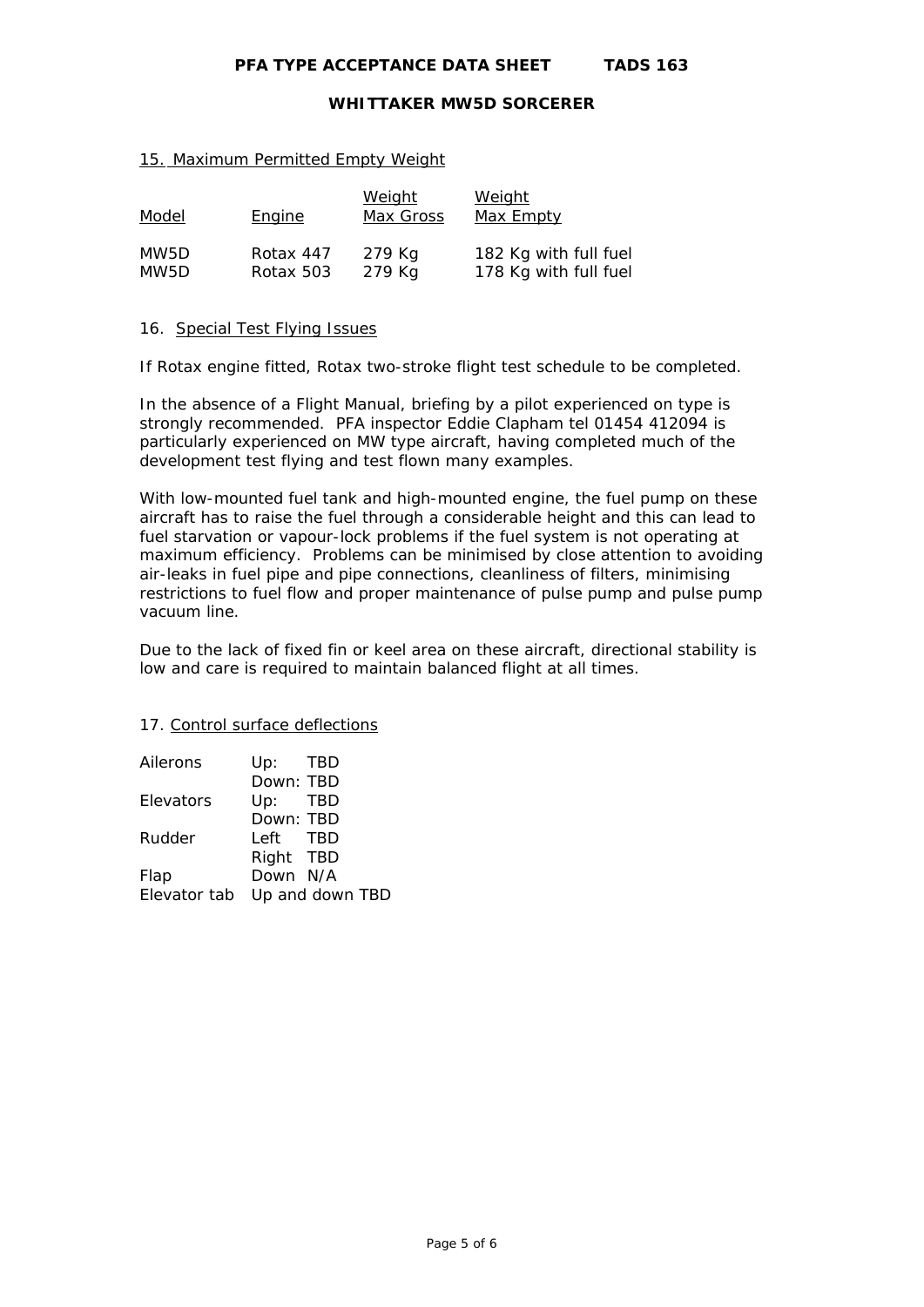## 15. Maximum Permitted Empty Weight

| Model | Engine | Weight<br>Max Gross | Weight<br>Max Empty |
|---|---|---|---|
| MW5D | Rotax 447 | 279 Kg | 182 Kg with full fuel |
| MW5D | Rotax 503 | 279 Kg | 178 Kg with full fuel |

## 16. Special Test Flying Issues

If Rotax engine fitted, Rotax two-stroke flight test schedule to be completed.

In the absence of a Flight Manual, briefing by a pilot experienced on type is strongly recommended. PFA inspector Eddie Clapham tel 01454 412094 is particularly experienced on MW type aircraft, having completed much of the development test flying and test flown many examples.

With low-mounted fuel tank and high-mounted engine, the fuel pump on these aircraft has to raise the fuel through a considerable height and this can lead to fuel starvation or vapour-lock problems if the fuel system is not operating at maximum efficiency. Problems can be minimised by close attention to avoiding air-leaks in fuel pipe and pipe connections, cleanliness of filters, minimising restrictions to fuel flow and proper maintenance of pulse pump and pulse pump vacuum line.

Due to the lack of fixed fin or keel area on these aircraft, directional stability is low and care is required to maintain balanced flight at all times.

## 17. Control surface deflections

| | | |
|---|---|---|
| Ailerons | Up: | TBD |
| | Down: | TBD |
| Elevators | Up: | TBD |
| | Down: | TBD |
| Rudder | Left | TBD |
| | Right | TBD |
| Flap | Down | N/A |
| Elevator tab | Up and down | TBD |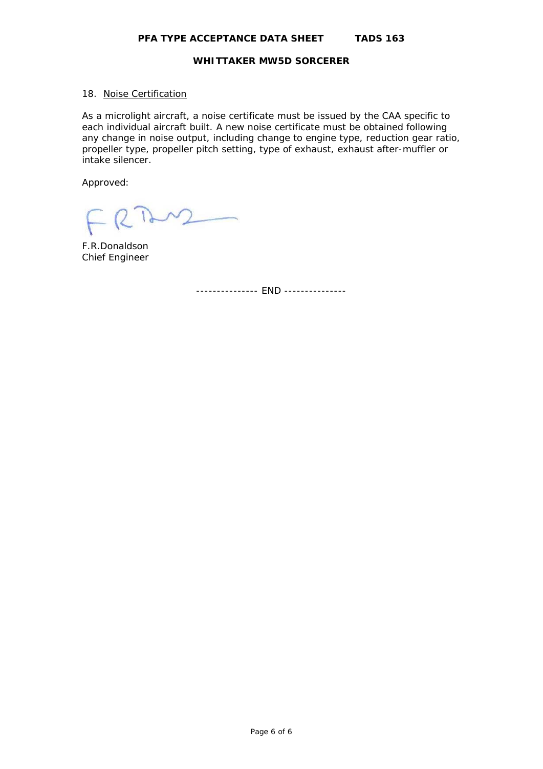18. Noise Certification

As a microlight aircraft, a noise certificate must be issued by the CAA specific to each individual aircraft built. A new noise certificate must be obtained following any change in noise output, including change to engine type, reduction gear ratio, propeller type, propeller pitch setting, type of exhaust, exhaust after-muffler or intake silencer.

Approved:

F.R.Donaldson
Chief Engineer

--------------- END ---------------